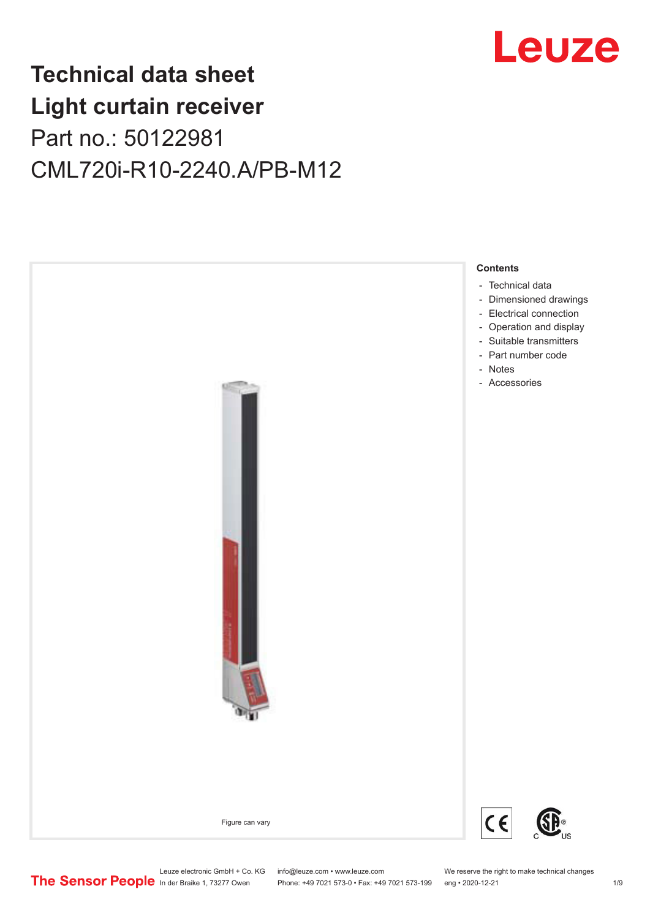# Technical data sheet
# Light curtain receiver

Part no.: 50122981

CML720i-R10-2240.A/PB-M12

Figure can vary

**Contents**

- Technical data
- Dimensioned drawings
- Electrical connection
- Operation and display
- Suitable transmitters
- Part number code
- Notes
- Accessories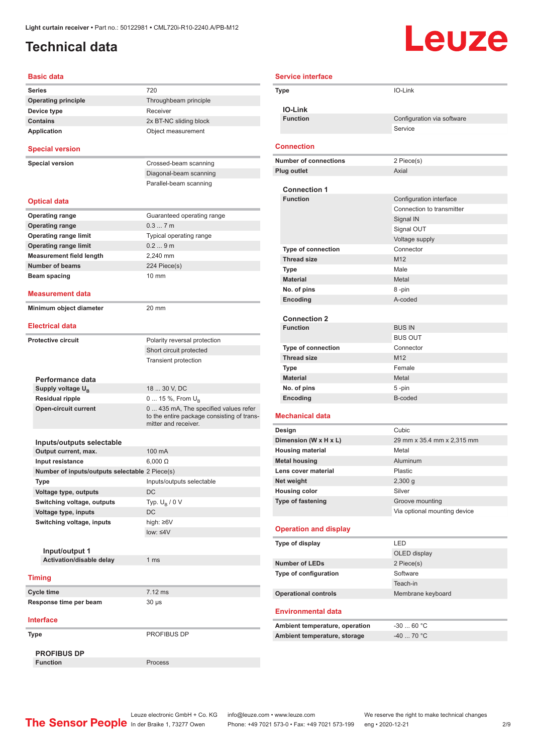Light curtain receiver • Part no.: 50122981 • CML720i-R10-2240.A/PB-M12

# Technical data

## Basic data

| | |
|---|---|
| Series | 720 |
| Operating principle | Throughbeam principle |
| Device type | Receiver |
| Contains | 2x BT-NC sliding block |
| Application | Object measurement |

## Special version

| | |
|---|---|
| Special version | Crossed-beam scanning |
| | Diagonal-beam scanning |
| | Parallel-beam scanning |

## Optical data

| | |
|---|---|
| Operating range | Guaranteed operating range |
| Operating range | 0.3 ... 7 m |
| Operating range limit | Typical operating range |
| Operating range limit | 0.2 ... 9 m |
| Measurement field length | 2,240 mm |
| Number of beams | 224 Piece(s) |
| Beam spacing | 10 mm |

## Measurement data

| | |
|---|---|
| Minimum object diameter | 20 mm |

## Electrical data

| | |
|---|---|
| Protective circuit | Polarity reversal protection |
| | Short circuit protected |
| | Transient protection |

### Performance data

| | |
|---|---|
| Supply voltage $U_B$ | 18 ... 30 V, DC |
| Residual ripple | 0 ... 15 %, From $U_B$ |
| Open-circuit current | 0 ... 435 mA, The specified values refer to the entire package consisting of transmitter and receiver. |

### Inputs/outputs selectable

| | |
|---|---|
| Output current, max. | 100 mA |
| Input resistance | 6,000 Ω |
| Number of inputs/outputs selectable | 2 Piece(s) |
| Type | Inputs/outputs selectable |
| Voltage type, outputs | DC |
| Switching voltage, outputs | Typ. $U_B$ / 0 V |
| Voltage type, inputs | DC |
| Switching voltage, inputs | high: ≥6V |
| | low: ≤4V |

#### Input/output 1

| | |
|---|---|
| Activation/disable delay | 1 ms |

## Timing

| | |
|---|---|
| Cycle time | 7.12 ms |
| Response time per beam | 30 μs |

## Interface

| | |
|---|---|
| Type | PROFIBUS DP |

### PROFIBUS DP

| | |
|---|---|
| Function | Process |

## Service interface

| | |
|---|---|
| Type | IO-Link |

### IO-Link

| | |
|---|---|
| Function | Configuration via software |
| | Service |

## Connection

| | |
|---|---|
| Number of connections | 2 Piece(s) |
| Plug outlet | Axial |

### Connection 1

| | |
|---|---|
| Function | Configuration interface |
| | Connection to transmitter |
| | Signal IN |
| | Signal OUT |
| | Voltage supply |
| Type of connection | Connector |
| Thread size | M12 |
| Type | Male |
| Material | Metal |
| No. of pins | 8 -pin |
| Encoding | A-coded |

### Connection 2

| | |
|---|---|
| Function | BUS IN |
| | BUS OUT |
| Type of connection | Connector |
| Thread size | M12 |
| Type | Female |
| Material | Metal |
| No. of pins | 5 -pin |
| Encoding | B-coded |

## Mechanical data

| | |
|---|---|
| Design | Cubic |
| Dimension (W x H x L) | 29 mm x 35.4 mm x 2,315 mm |
| Housing material | Metal |
| Metal housing | Aluminum |
| Lens cover material | Plastic |
| Net weight | 2,300 g |
| Housing color | Silver |
| Type of fastening | Groove mounting |
| | Via optional mounting device |

## Operation and display

| | |
|---|---|
| Type of display | LED |
| | OLED display |
| Number of LEDs | 2 Piece(s) |
| Type of configuration | Software |
| | Teach-in |
| Operational controls | Membrane keyboard |

## Environmental data

| | |
|---|---|
| Ambient temperature, operation | -30 ... 60 °C |
| Ambient temperature, storage | -40 ... 70 °C |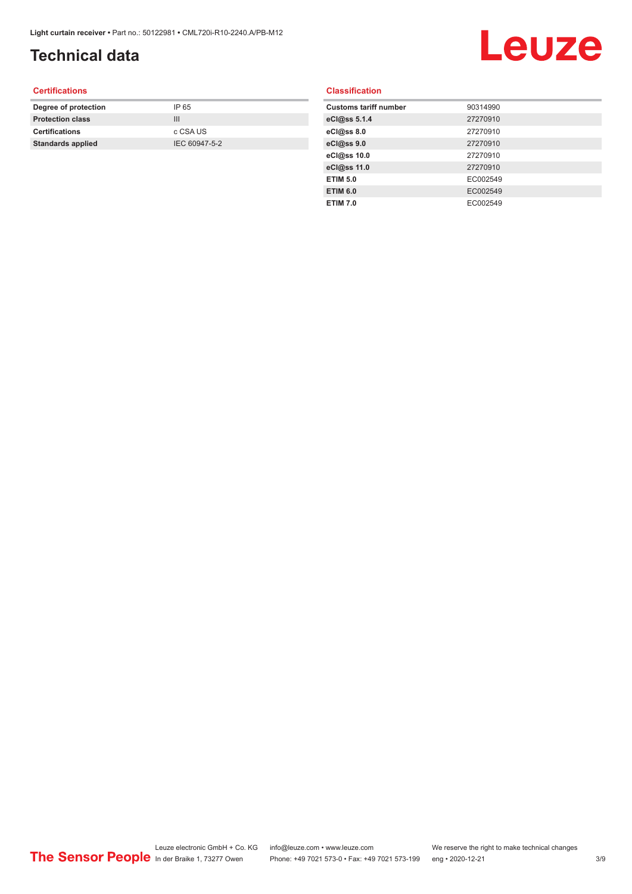# Technical data

### Certifications

| | |
|---|---|
| **Degree of protection** | IP 65 |
| **Protection class** | III |
| **Certifications** | c CSA US |
| **Standards applied** | IEC 60947-5-2 |

### Classification

| | |
|---|---|
| **Customs tariff number** | 90314990 |
| **eCl@ss 5.1.4** | 27270910 |
| **eCl@ss 8.0** | 27270910 |
| **eCl@ss 9.0** | 27270910 |
| **eCl@ss 10.0** | 27270910 |
| **eCl@ss 11.0** | 27270910 |
| **ETIM 5.0** | EC002549 |
| **ETIM 6.0** | EC002549 |
| **ETIM 7.0** | EC002549 |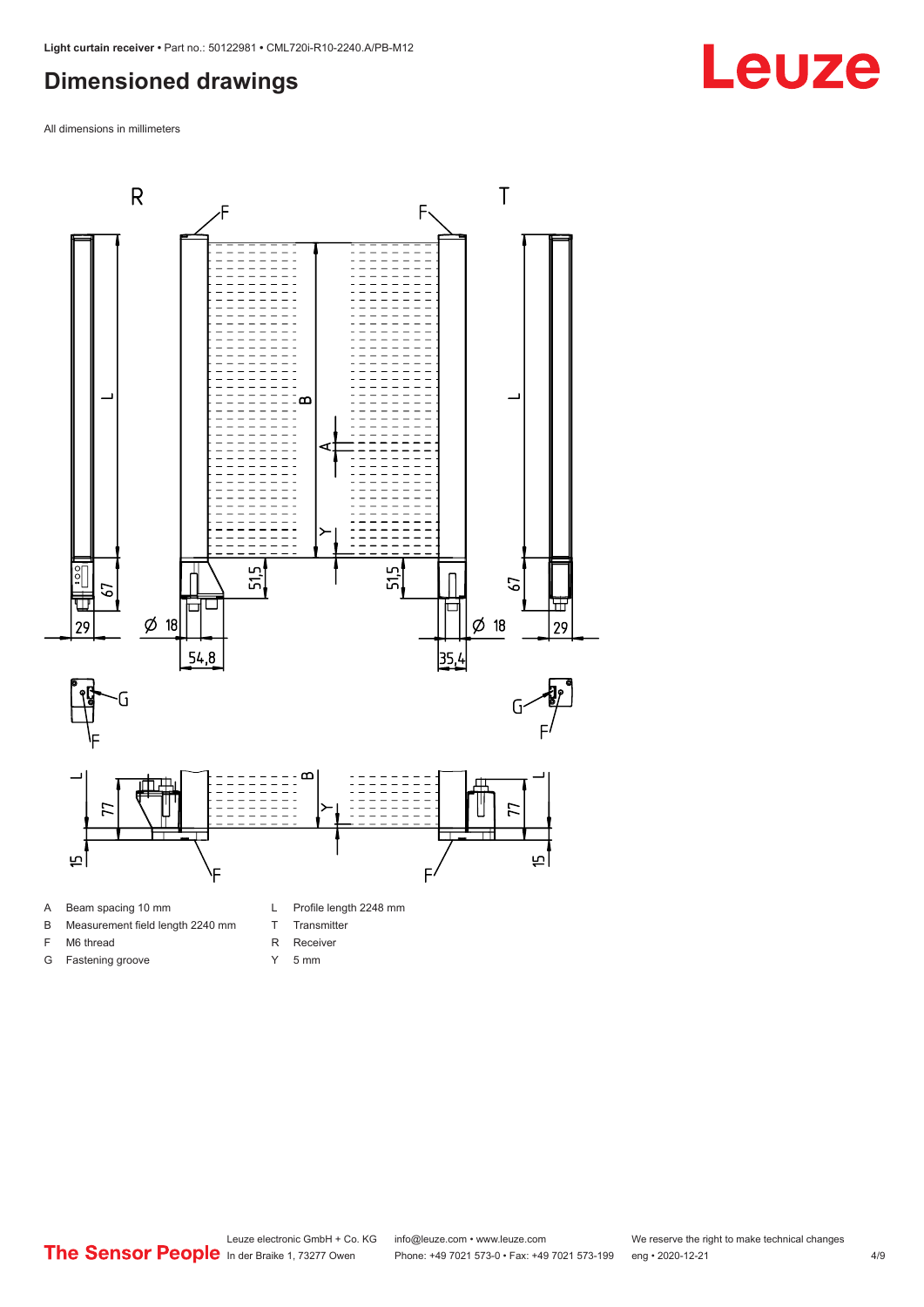## Dimensioned drawings

All dimensions in millimeters

| | | | |
|---|---|---|---|
| A | Beam spacing 10 mm | L | Profile length 2248 mm |
| B | Measurement field length 2240 mm | T | Transmitter |
| F | M6 thread | R | Receiver |
| G | Fastening groove | Y | 5 mm |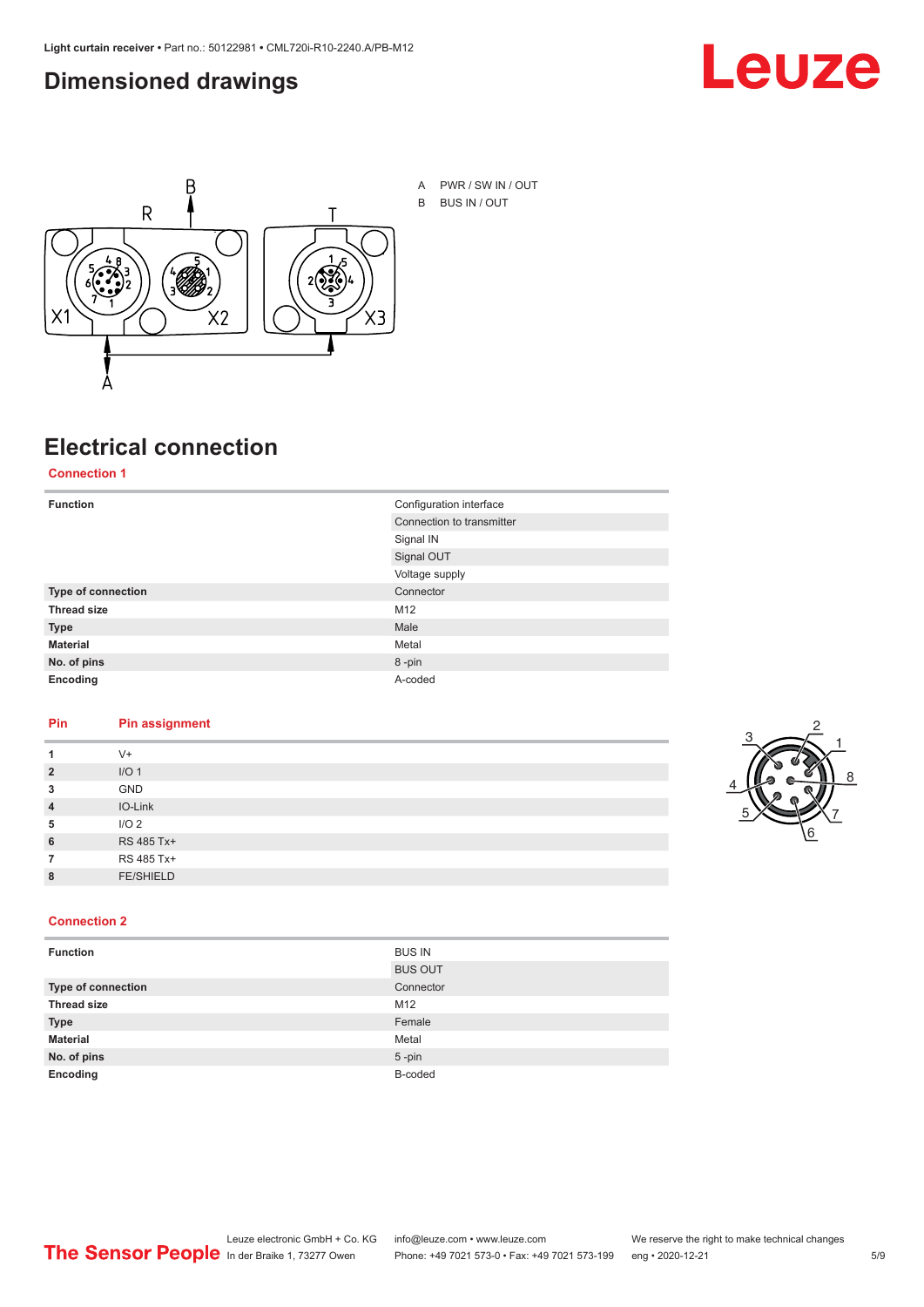## Dimensioned drawings

A PWR / SW IN / OUT
B BUS IN / OUT

## Electrical connection

### Connection 1

| | |
|---|---|
| **Function** | Configuration interface |
| | Connection to transmitter |
| | Signal IN |
| | Signal OUT |
| | Voltage supply |
| **Type of connection** | Connector |
| **Thread size** | M12 |
| **Type** | Male |
| **Material** | Metal |
| **No. of pins** | 8 -pin |
| **Encoding** | A-coded |

| Pin | Pin assignment |
|---|---|
| **1** | V+ |
| **2** | I/O 1 |
| **3** | GND |
| **4** | IO-Link |
| **5** | I/O 2 |
| **6** | RS 485 Tx+ |
| **7** | RS 485 Tx+ |
| **8** | FE/SHIELD |

### Connection 2

| | |
|---|---|
| **Function** | BUS IN |
| | BUS OUT |
| **Type of connection** | Connector |
| **Thread size** | M12 |
| **Type** | Female |
| **Material** | Metal |
| **No. of pins** | 5 -pin |
| **Encoding** | B-coded |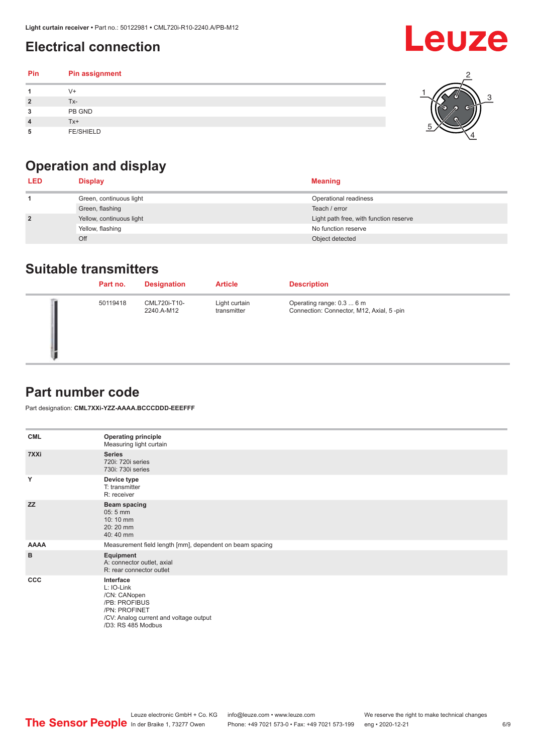## Electrical connection

| Pin | Pin assignment |
|---|---|
| 1 | V+ |
| 2 | Tx- |
| 3 | PB GND |
| 4 | Tx+ |
| 5 | FE/SHIELD |

## Operation and display

| LED | Display | Meaning |
|---|---|---|
| 1 | Green, continuous light | Operational readiness |
| | Green, flashing | Teach / error |
| 2 | Yellow, continuous light | Light path free, with function reserve |
| | Yellow, flashing | No function reserve |
| | Off | Object detected |

## Suitable transmitters

| Part no. | Designation | Article | Description |
|---|---|---|---|
| 50119418 | CML720i-T10-2240.A-M12 | Light curtain transmitter | Operating range: 0.3 ... 6 m<br>Connection: Connector, M12, Axial, 5 -pin |

## Part number code

Part designation: **CML7XXi-YZZ-AAAA.BCCCDDD-EEEFFF**

| | |
|---|---|
| CML | **Operating principle**<br>Measuring light curtain |
| 7XXi | **Series**<br>720i: 720i series<br>730i: 730i series |
| Y | **Device type**<br>T: transmitter<br>R: receiver |
| ZZ | **Beam spacing**<br>05: 5 mm<br>10: 10 mm<br>20: 20 mm<br>40: 40 mm |
| AAAA | Measurement field length [mm], dependent on beam spacing |
| B | **Equipment**<br>A: connector outlet, axial<br>R: rear connector outlet |
| CCC | **Interface**<br>L: IO-Link<br>/CN: CANopen<br>/PB: PROFIBUS<br>/PN: PROFINET<br>/CV: Analog current and voltage output<br>/D3: RS 485 Modbus |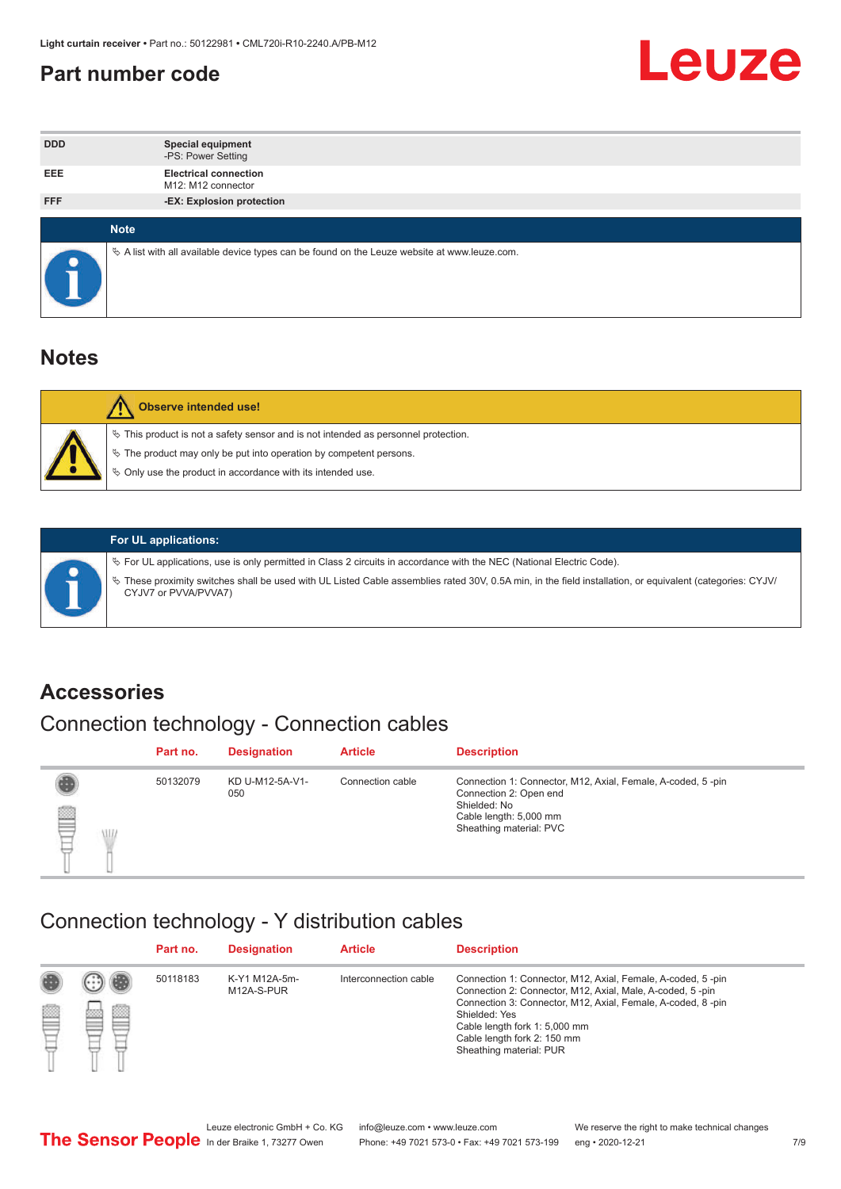## Part number code

| | |
|---|---|
| DDD | **Special equipment**<br>-PS: Power Setting |
| EEE | **Electrical connection**<br>M12: M12 connector |
| FFF | **-EX: Explosion protection** |

**Note**

- A list with all available device types can be found on the Leuze website at www.leuze.com.

## Notes

**Observe intended use!**

- This product is not a safety sensor and is not intended as personnel protection.
- The product may only be put into operation by competent persons.
- Only use the product in accordance with its intended use.

**For UL applications:**

- For UL applications, use is only permitted in Class 2 circuits in accordance with the NEC (National Electric Code).
- These proximity switches shall be used with UL Listed Cable assemblies rated 30V, 0.5A min, in the field installation, or equivalent (categories: CYJV/CYJV7 or PVVA/PVVA7)

## Accessories

### Connection technology - Connection cables

| Part no. | Designation | Article | Description |
|---|---|---|---|
| 50132079 | KD U-M12-5A-V1-050 | Connection cable | Connection 1: Connector, M12, Axial, Female, A-coded, 5 -pin<br>Connection 2: Open end<br>Shielded: No<br>Cable length: 5,000 mm<br>Sheathing material: PVC |

### Connection technology - Y distribution cables

| Part no. | Designation | Article | Description |
|---|---|---|---|
| 50118183 | K-Y1 M12A-5m-M12A-S-PUR | Interconnection cable | Connection 1: Connector, M12, Axial, Female, A-coded, 5 -pin<br>Connection 2: Connector, M12, Axial, Male, A-coded, 5 -pin<br>Connection 3: Connector, M12, Axial, Female, A-coded, 8 -pin<br>Shielded: Yes<br>Cable length fork 1: 5,000 mm<br>Cable length fork 2: 150 mm<br>Sheathing material: PUR |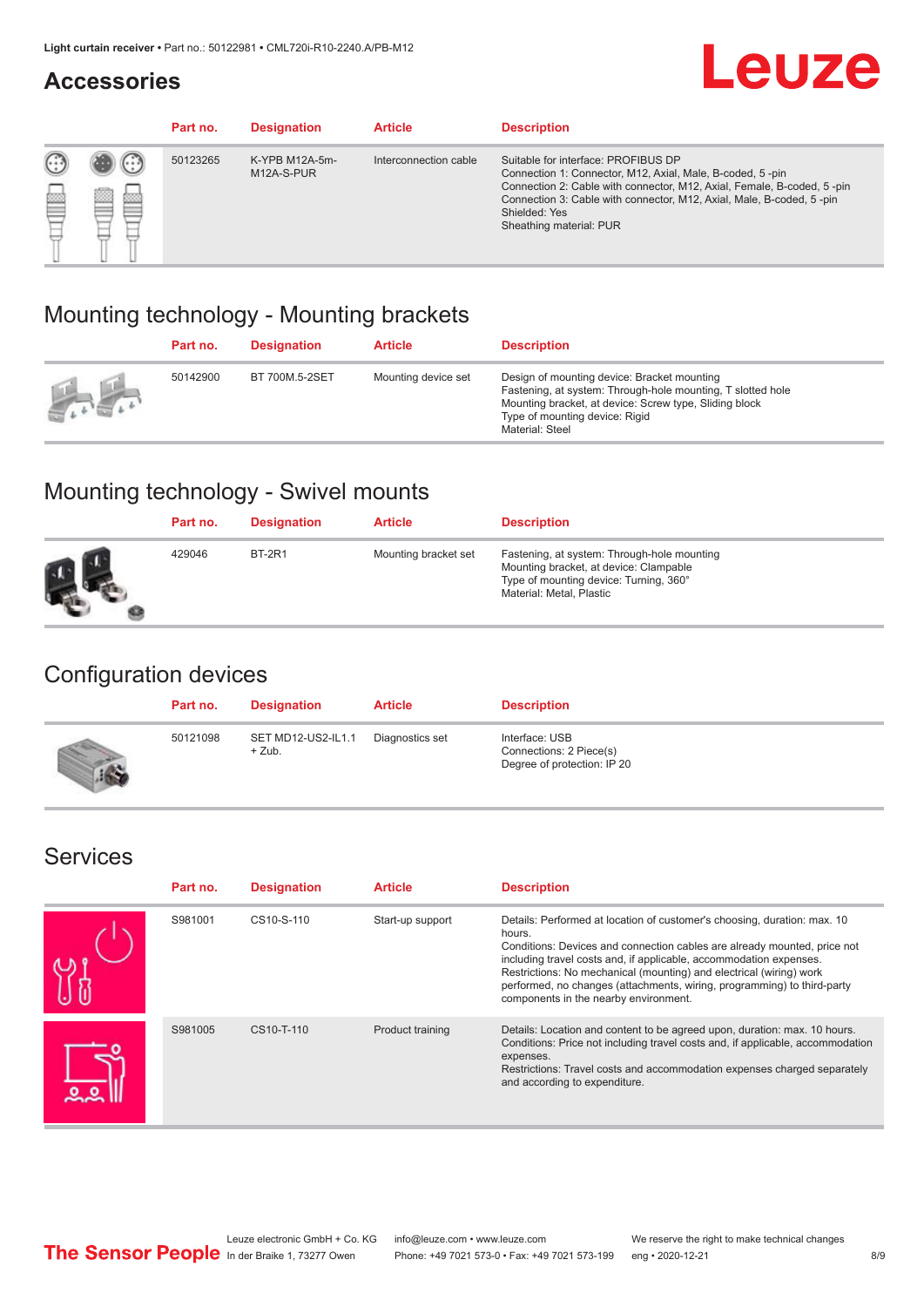## Accessories

| Part no. | Designation | Article | Description |
|---|---|---|---|
| 50123265 | K-YPB M12A-5m-M12A-S-PUR | Interconnection cable | Suitable for interface: PROFIBUS DP<br>Connection 1: Connector, M12, Axial, Male, B-coded, 5 -pin<br>Connection 2: Cable with connector, M12, Axial, Female, B-coded, 5 -pin<br>Connection 3: Cable with connector, M12, Axial, Male, B-coded, 5 -pin<br>Shielded: Yes<br>Sheathing material: PUR |

## Mounting technology - Mounting brackets

| Part no. | Designation | Article | Description |
|---|---|---|---|
| 50142900 | BT 700M.5-2SET | Mounting device set | Design of mounting device: Bracket mounting<br>Fastening, at system: Through-hole mounting, T slotted hole<br>Mounting bracket, at device: Screw type, Sliding block<br>Type of mounting device: Rigid<br>Material: Steel |

## Mounting technology - Swivel mounts

| Part no. | Designation | Article | Description |
|---|---|---|---|
| 429046 | BT-2R1 | Mounting bracket set | Fastening, at system: Through-hole mounting<br>Mounting bracket, at device: Clampable<br>Type of mounting device: Turning, 360°<br>Material: Metal, Plastic |

## Configuration devices

| Part no. | Designation | Article | Description |
|---|---|---|---|
| 50121098 | SET MD12-US2-IL1.1 + Zub. | Diagnostics set | Interface: USB<br>Connections: 2 Piece(s)<br>Degree of protection: IP 20 |

## Services

| Part no. | Designation | Article | Description |
|---|---|---|---|
| S981001 | CS10-S-110 | Start-up support | Details: Performed at location of customer's choosing, duration: max. 10 hours.<br>Conditions: Devices and connection cables are already mounted, price not including travel costs and, if applicable, accommodation expenses.<br>Restrictions: No mechanical (mounting) and electrical (wiring) work performed, no changes (attachments, wiring, programming) to third-party components in the nearby environment. |
| S981005 | CS10-T-110 | Product training | Details: Location and content to be agreed upon, duration: max. 10 hours.<br>Conditions: Price not including travel costs and, if applicable, accommodation expenses.<br>Restrictions: Travel costs and accommodation expenses charged separately and according to expenditure. |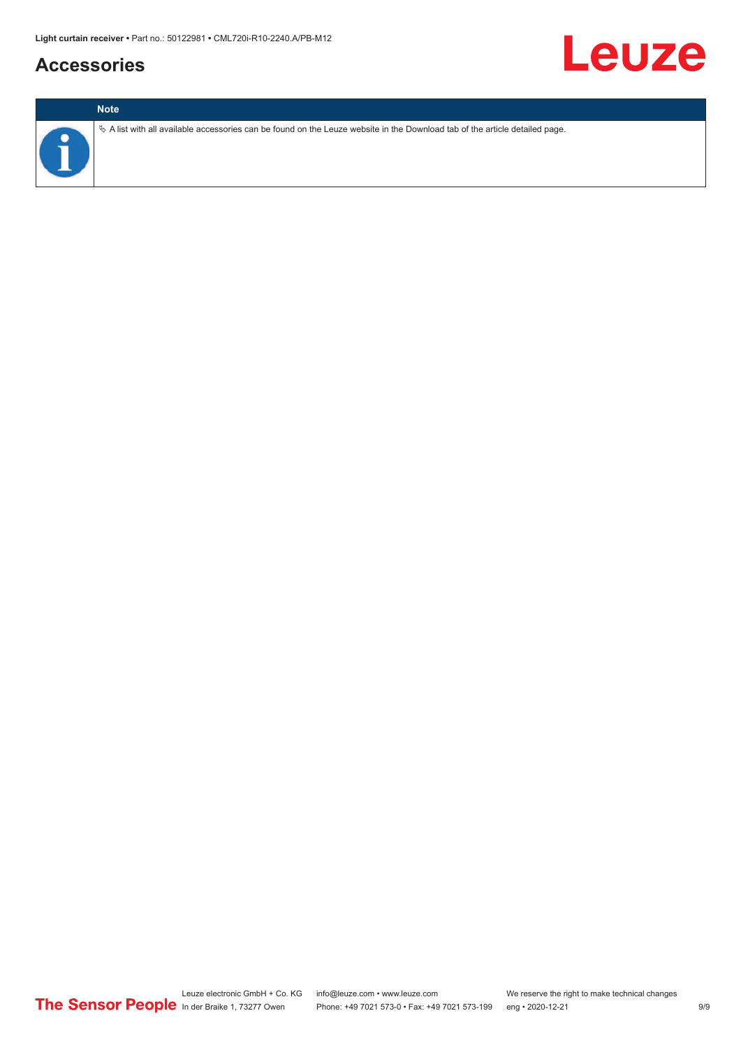## Accessories

| | Note |
|---|---|
| | ↳ A list with all available accessories can be found on the Leuze website in the Download tab of the article detailed page. |